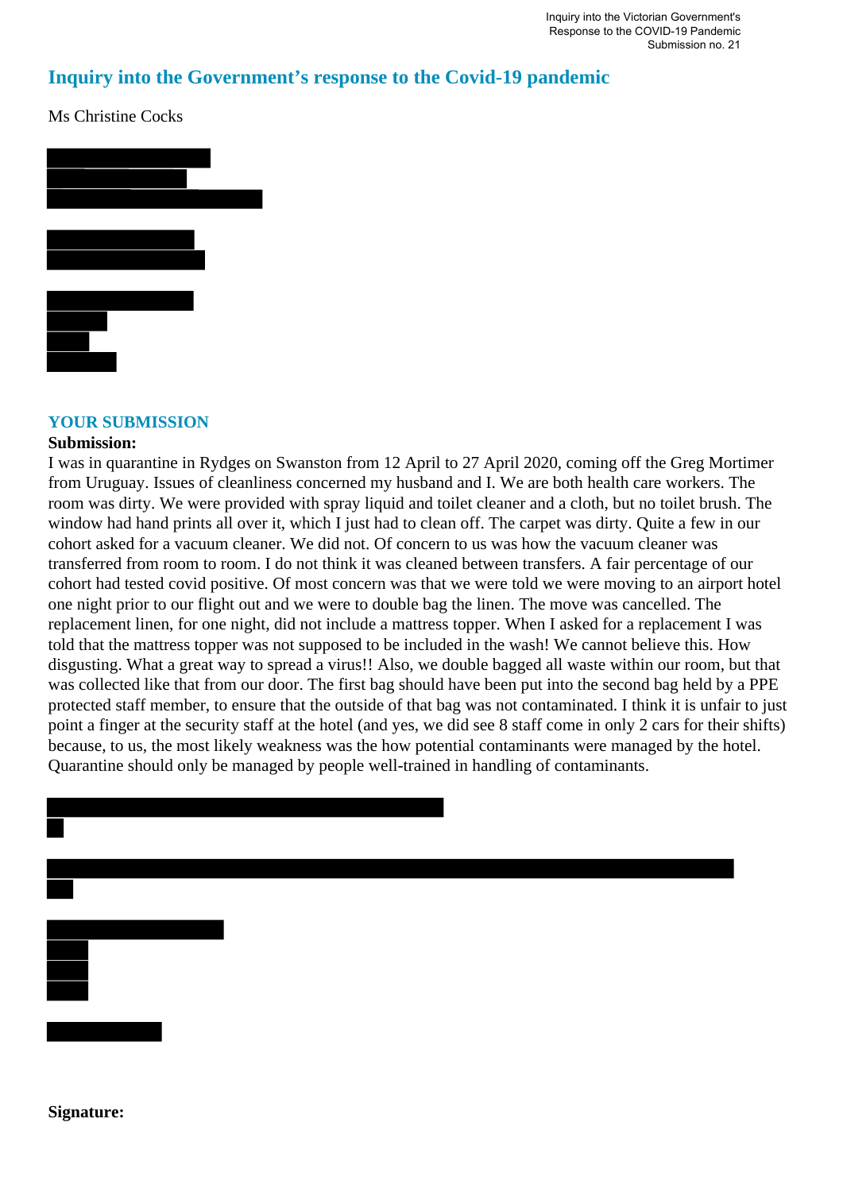# Inquiry into the Government's response to the Covid-19 pandemic

Ms Christine Cocks

## YOUR SUBMISSION

**Submission:**

I was in quarantine in Rydges on Swanston from 12 April to 27 April 2020, coming off the Greg Mortimer from Uruguay. Issues of cleanliness concerned my husband and I. We are both health care workers. The room was dirty. We were provided with spray liquid and toilet cleaner and a cloth, but no toilet brush. The window had hand prints all over it, which I just had to clean off. The carpet was dirty. Quite a few in our cohort asked for a vacuum cleaner. We did not. Of concern to us was how the vacuum cleaner was transferred from room to room. I do not think it was cleaned between transfers. A fair percentage of our cohort had tested covid positive. Of most concern was that we were told we were moving to an airport hotel one night prior to our flight out and we were to double bag the linen. The move was cancelled. The replacement linen, for one night, did not include a mattress topper. When I asked for a replacement I was told that the mattress topper was not supposed to be included in the wash! We cannot believe this. How disgusting. What a great way to spread a virus!! Also, we double bagged all waste within our room, but that was collected like that from our door. The first bag should have been put into the second bag held by a PPE protected staff member, to ensure that the outside of that bag was not contaminated. I think it is unfair to just point a finger at the security staff at the hotel (and yes, we did see 8 staff come in only 2 cars for their shifts) because, to us, the most likely weakness was the how potential contaminants were managed by the hotel. Quarantine should only be managed by people well-trained in handling of contaminants.

**Signature:**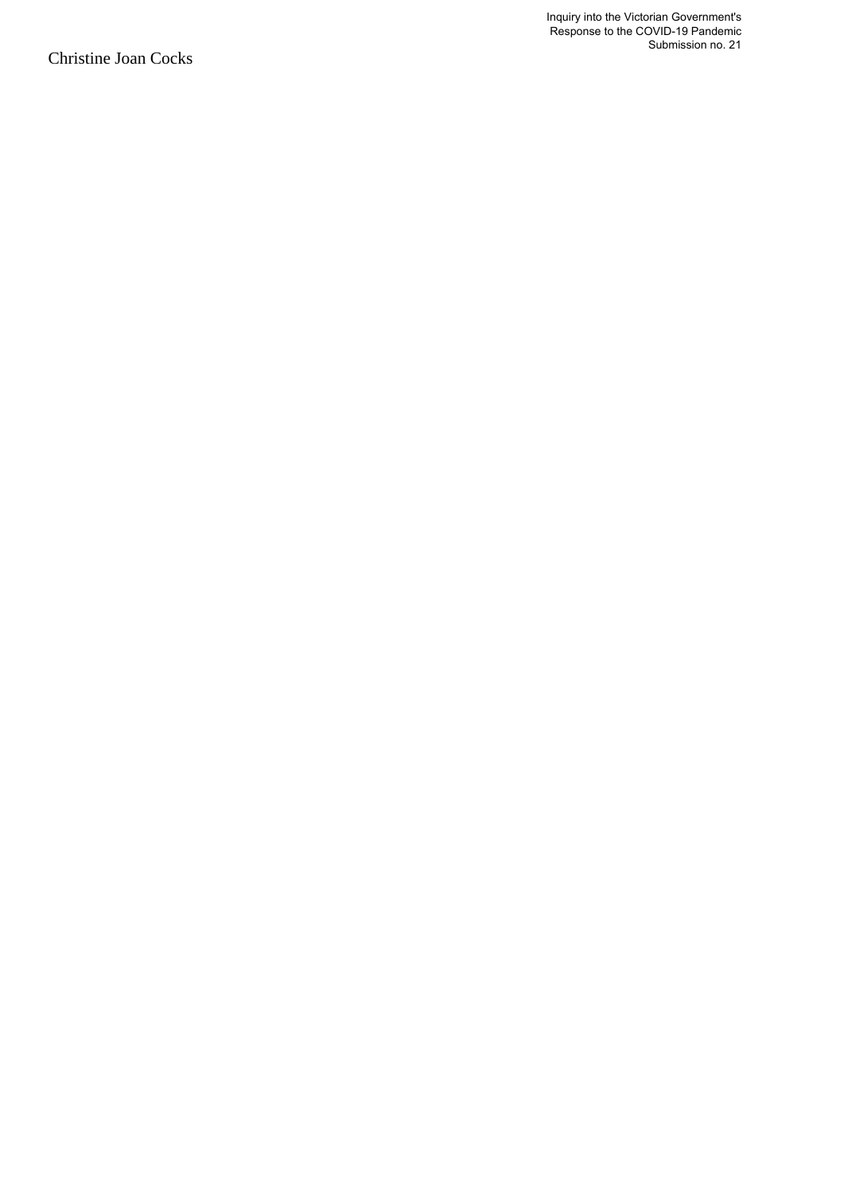Christine Joan Cocks